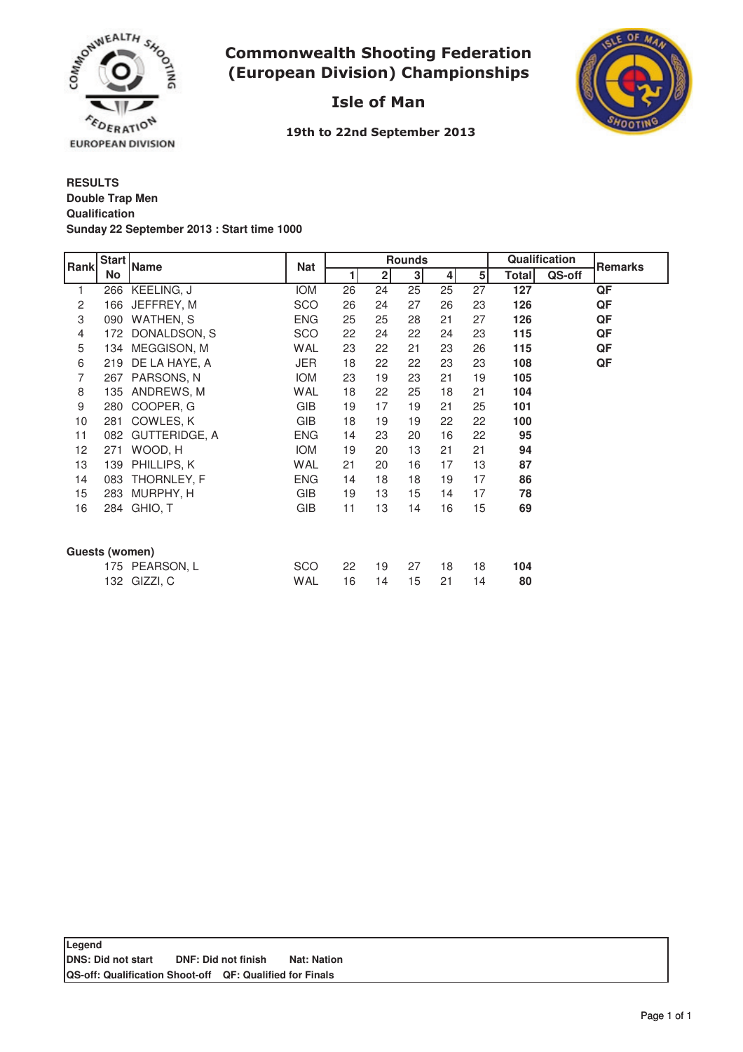# Commonwealth Shooting Federation (European Division) Championships

## Isle of Man

**19th to 22nd September 2013**

**RESULTS**
**Double Trap Men**
**Qualification**
**Sunday 22 September 2013 : Start time 1000**

| Rank | Start No | Name | Nat | Rounds | | | | | Qualification | | Remarks |
|---|---|---|---|---|---|---|---|---|---|---|---|
| | | | | 1 | 2 | 3 | 4 | 5 | Total | QS-off | |
| 1 | 266 | KEELING, J | IOM | 26 | 24 | 25 | 25 | 27 | **127** | | **QF** |
| 2 | 166 | JEFFREY, M | SCO | 26 | 24 | 27 | 26 | 23 | **126** | | **QF** |
| 3 | 090 | WATHEN, S | ENG | 25 | 25 | 28 | 21 | 27 | **126** | | **QF** |
| 4 | 172 | DONALDSON, S | SCO | 22 | 24 | 22 | 24 | 23 | **115** | | **QF** |
| 5 | 134 | MEGGISON, M | WAL | 23 | 22 | 21 | 23 | 26 | **115** | | **QF** |
| 6 | 219 | DE LA HAYE, A | JER | 18 | 22 | 22 | 23 | 23 | **108** | | **QF** |
| 7 | 267 | PARSONS, N | IOM | 23 | 19 | 23 | 21 | 19 | **105** | | |
| 8 | 135 | ANDREWS, M | WAL | 18 | 22 | 25 | 18 | 21 | **104** | | |
| 9 | 280 | COOPER, G | GIB | 19 | 17 | 19 | 21 | 25 | **101** | | |
| 10 | 281 | COWLES, K | GIB | 18 | 19 | 19 | 22 | 22 | **100** | | |
| 11 | 082 | GUTTERIDGE, A | ENG | 14 | 23 | 20 | 16 | 22 | **95** | | |
| 12 | 271 | WOOD, H | IOM | 19 | 20 | 13 | 21 | 21 | **94** | | |
| 13 | 139 | PHILLIPS, K | WAL | 21 | 20 | 16 | 17 | 13 | **87** | | |
| 14 | 083 | THORNLEY, F | ENG | 14 | 18 | 18 | 19 | 17 | **86** | | |
| 15 | 283 | MURPHY, H | GIB | 19 | 13 | 15 | 14 | 17 | **78** | | |
| 16 | 284 | GHIO, T | GIB | 11 | 13 | 14 | 16 | 15 | **69** | | |

**Guests (women)**

| Rank | Start No | Name | Nat | 1 | 2 | 3 | 4 | 5 | Total | QS-off | Remarks |
|---|---|---|---|---|---|---|---|---|---|---|---|
| | 175 | PEARSON, L | SCO | 22 | 19 | 27 | 18 | 18 | **104** | | |
| | 132 | GIZZI, C | WAL | 16 | 14 | 15 | 21 | 14 | **80** | | |

**Legend**
**DNS: Did not start** **DNF: Did not finish** **Nat: Nation**
**QS-off: Qualification Shoot-off** **QF: Qualified for Finals**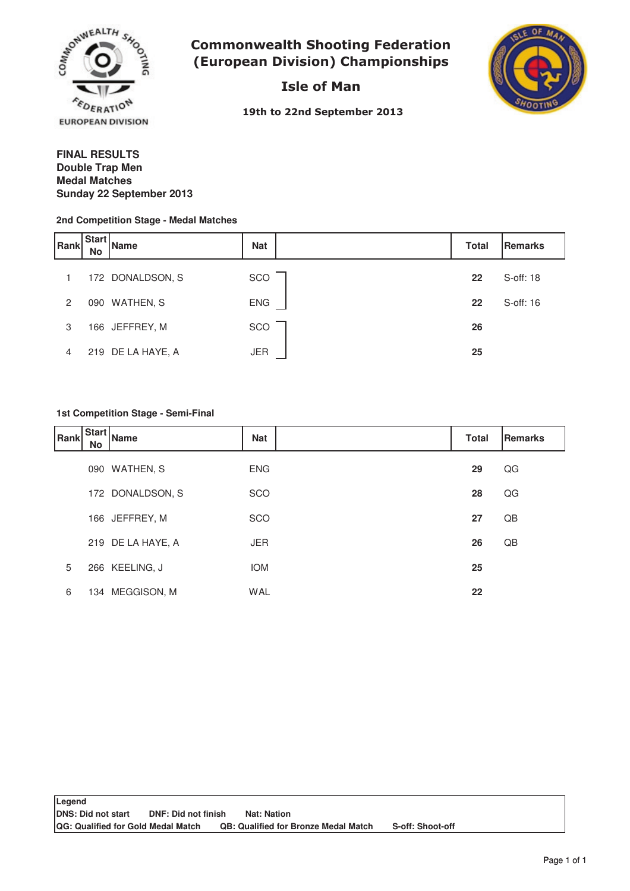# Commonwealth Shooting Federation (European Division) Championships

## Isle of Man

19th to 22nd September 2013

**FINAL RESULTS**
**Double Trap Men**
**Medal Matches**
**Sunday 22 September 2013**

**2nd Competition Stage - Medal Matches**

| Rank | Start No | Name | Nat | | Total | Remarks |
|---|---|---|---|---|---|---|
| 1 | 172 | DONALDSON, S | SCO | | **22** | S-off: 18 |
| 2 | 090 | WATHEN, S | ENG | | **22** | S-off: 16 |
| 3 | 166 | JEFFREY, M | SCO | | **26** | |
| 4 | 219 | DE LA HAYE, A | JER | | **25** | |

**1st Competition Stage - Semi-Final**

| Rank | Start No | Name | Nat | | Total | Remarks |
|---|---|---|---|---|---|---|
| | 090 | WATHEN, S | ENG | | **29** | QG |
| | 172 | DONALDSON, S | SCO | | **28** | QG |
| | 166 | JEFFREY, M | SCO | | **27** | QB |
| | 219 | DE LA HAYE, A | JER | | **26** | QB |
| 5 | 266 | KEELING, J | IOM | | **25** | |
| 6 | 134 | MEGGISON, M | WAL | | **22** | |

**Legend**
**DNS: Did not start** **DNF: Did not finish** **Nat: Nation**
**QG: Qualified for Gold Medal Match** **QB: Qualified for Bronze Medal Match** **S-off: Shoot-off**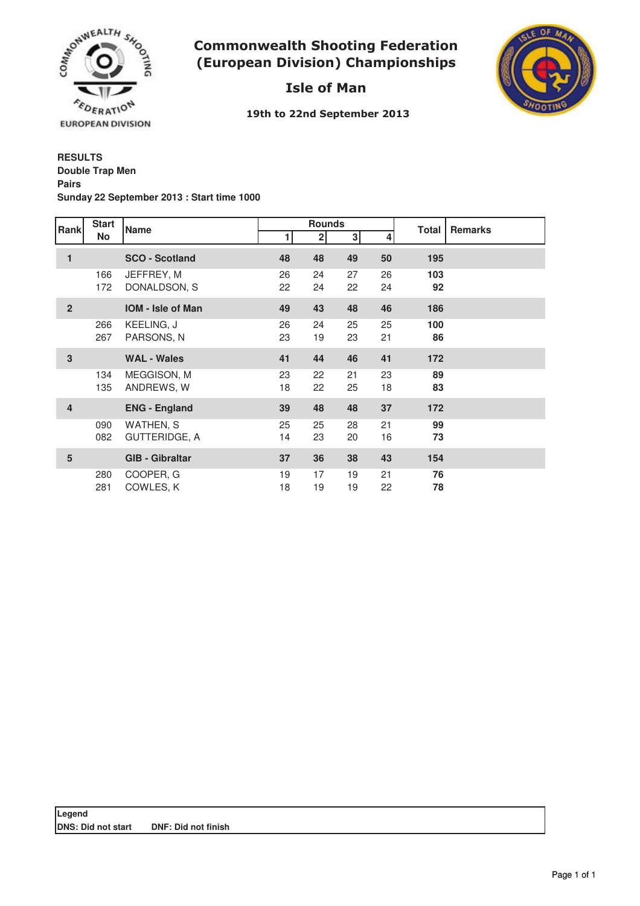# Commonwealth Shooting Federation (European Division) Championships

## Isle of Man

**19th to 22nd September 2013**

**RESULTS**
**Double Trap Men**
**Pairs**
**Sunday 22 September 2013 : Start time 1000**

| Rank | Start No | Name | Rounds 1 | 2 | 3 | 4 | Total | Remarks |
|---|---|---|---|---|---|---|---|---|
| **1** | | **SCO - Scotland** | **48** | **48** | **49** | **50** | **195** | |
| | 166 | JEFFREY, M | 26 | 24 | 27 | 26 | **103** | |
| | 172 | DONALDSON, S | 22 | 24 | 22 | 24 | **92** | |
| **2** | | **IOM - Isle of Man** | **49** | **43** | **48** | **46** | **186** | |
| | 266 | KEELING, J | 26 | 24 | 25 | 25 | **100** | |
| | 267 | PARSONS, N | 23 | 19 | 23 | 21 | **86** | |
| **3** | | **WAL - Wales** | **41** | **44** | **46** | **41** | **172** | |
| | 134 | MEGGISON, M | 23 | 22 | 21 | 23 | **89** | |
| | 135 | ANDREWS, W | 18 | 22 | 25 | 18 | **83** | |
| **4** | | **ENG - England** | **39** | **48** | **48** | **37** | **172** | |
| | 090 | WATHEN, S | 25 | 25 | 28 | 21 | **99** | |
| | 082 | GUTTERIDGE, A | 14 | 23 | 20 | 16 | **73** | |
| **5** | | **GIB - Gibraltar** | **37** | **36** | **38** | **43** | **154** | |
| | 280 | COOPER, G | 19 | 17 | 19 | 21 | **76** | |
| | 281 | COWLES, K | 18 | 19 | 19 | 22 | **78** | |

**Legend**
**DNS: Did not start** **DNF: Did not finish**